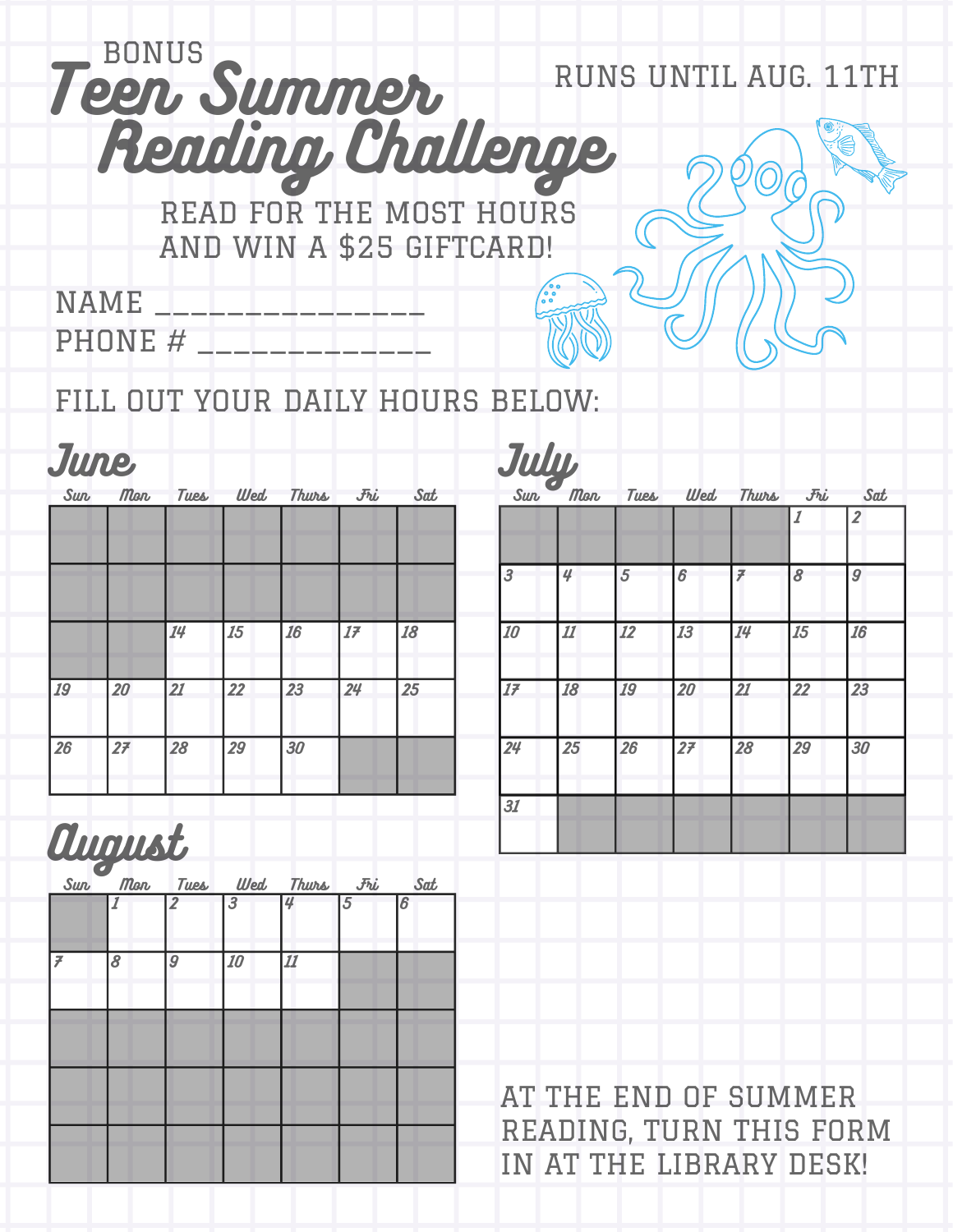BONUS

# Teen Summer Reading Challenge

RUNS UNTIL AUG. 11TH

READ FOR THE MOST HOURS AND WIN A $25 GIFTCARD!

NAME _______________

PHONE # _____________

FILL OUT YOUR DAILY HOURS BELOW:

## June

| Sun | Mon | Tues | Wed | Thurs | Fri | Sat |
|---|---|---|---|---|---|---|
| | | | | | | |
| | | | | | | |
| | | 14 | 15 | 16 | 17 | 18 |
| 19 | 20 | 21 | 22 | 23 | 24 | 25 |
| 26 | 27 | 28 | 29 | 30 | | |

## July

| Sun | Mon | Tues | Wed | Thurs | Fri | Sat |
|---|---|---|---|---|---|---|
| | | | | | 1 | 2 |
| 3 | 4 | 5 | 6 | 7 | 8 | 9 |
| 10 | 11 | 12 | 13 | 14 | 15 | 16 |
| 17 | 18 | 19 | 20 | 21 | 22 | 23 |
| 24 | 25 | 26 | 27 | 28 | 29 | 30 |
| 31 | | | | | | |

## August

| Sun | Mon | Tues | Wed | Thurs | Fri | Sat |
|---|---|---|---|---|---|---|
| | 1 | 2 | 3 | 4 | 5 | 6 |
| 7 | 8 | 9 | 10 | 11 | | |
| | | | | | | |
| | | | | | | |
| | | | | | | |

AT THE END OF SUMMER READING, TURN THIS FORM IN AT THE LIBRARY DESK!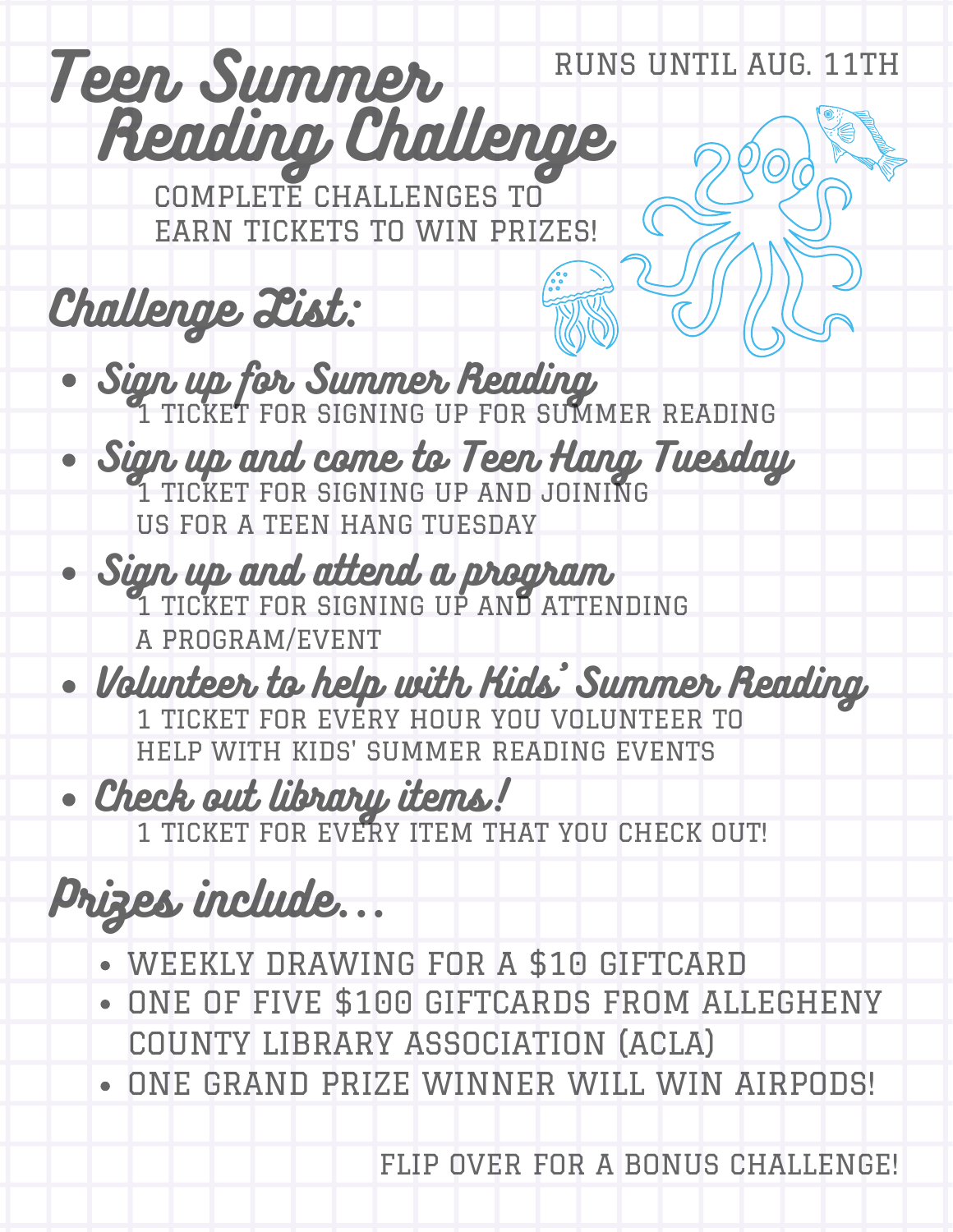# Teen Summer Reading Challenge

RUNS UNTIL AUG. 11TH

COMPLETE CHALLENGES TO EARN TICKETS TO WIN PRIZES!

## Challenge List:

- **Sign up for Summer Reading**
  1 TICKET FOR SIGNING UP FOR SUMMER READING
- **Sign up and come to Teen Hang Tuesday**
  1 TICKET FOR SIGNING UP AND JOINING US FOR A TEEN HANG TUESDAY
- **Sign up and attend a program**
  1 TICKET FOR SIGNING UP AND ATTENDING A PROGRAM/EVENT
- **Volunteer to help with Kids' Summer Reading**
  1 TICKET FOR EVERY HOUR YOU VOLUNTEER TO HELP WITH KIDS' SUMMER READING EVENTS
- **Check out library items!**
  1 TICKET FOR EVERY ITEM THAT YOU CHECK OUT!

## Prizes include...

- WEEKLY DRAWING FOR A $10 GIFTCARD
- ONE OF FIVE $100 GIFTCARDS FROM ALLEGHENY COUNTY LIBRARY ASSOCIATION (ACLA)
- ONE GRAND PRIZE WINNER WILL WIN AIRPODS!

FLIP OVER FOR A BONUS CHALLENGE!